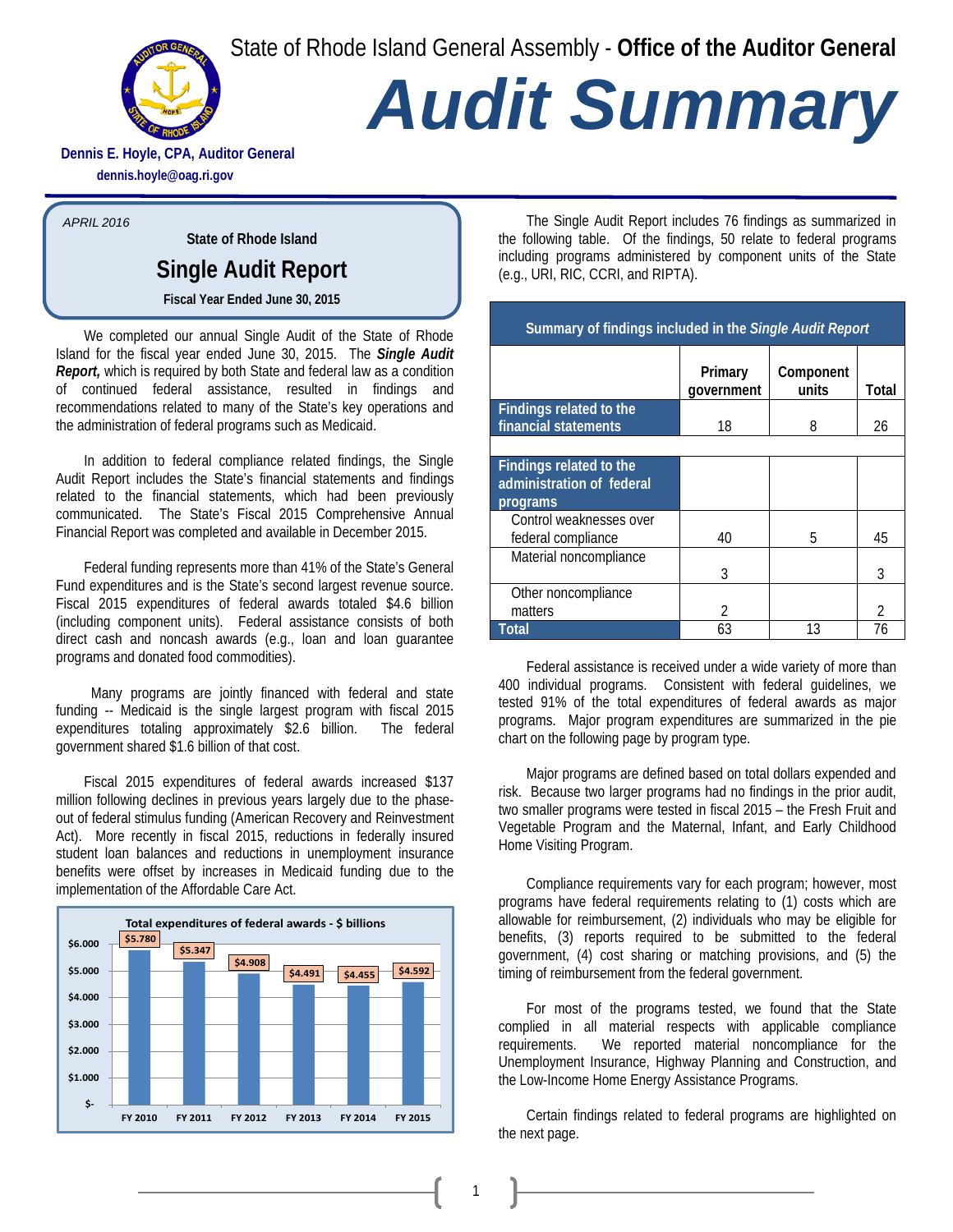State of Rhode Island General Assembly - **Office of the Auditor General**

# *Audit Summary*

**Dennis E. Hoyle, CPA, Auditor General**
**dennis.hoyle@oag.ri.gov**

*APRIL 2016*

**State of Rhode Island**

## Single Audit Report

**Fiscal Year Ended June 30, 2015**

We completed our annual Single Audit of the State of Rhode Island for the fiscal year ended June 30, 2015. The ***Single Audit Report,*** which is required by both State and federal law as a condition of continued federal assistance, resulted in findings and recommendations related to many of the State's key operations and the administration of federal programs such as Medicaid.

In addition to federal compliance related findings, the Single Audit Report includes the State's financial statements and findings related to the financial statements, which had been previously communicated. The State's Fiscal 2015 Comprehensive Annual Financial Report was completed and available in December 2015.

Federal funding represents more than 41% of the State's General Fund expenditures and is the State's second largest revenue source. Fiscal 2015 expenditures of federal awards totaled $4.6 billion (including component units). Federal assistance consists of both direct cash and noncash awards (e.g., loan and loan guarantee programs and donated food commodities).

Many programs are jointly financed with federal and state funding -- Medicaid is the single largest program with fiscal 2015 expenditures totaling approximately $2.6 billion. The federal government shared $1.6 billion of that cost.

Fiscal 2015 expenditures of federal awards increased $137 million following declines in previous years largely due to the phase-out of federal stimulus funding (American Recovery and Reinvestment Act). More recently in fiscal 2015, reductions in federally insured student loan balances and reductions in unemployment insurance benefits were offset by increases in Medicaid funding due to the implementation of the Affordable Care Act.

**Total expenditures of federal awards - $ billions**

| FY 2010 | FY 2011 | FY 2012 | FY 2013 | FY 2014 | FY 2015 |
|---|---|---|---|---|---|
| $5.780 | $5.347 | $4.908 | $4.491 | $4.455 | $4.592 |

The Single Audit Report includes 76 findings as summarized in the following table. Of the findings, 50 relate to federal programs including programs administered by component units of the State (e.g., URI, RIC, CCRI, and RIPTA).

**Summary of findings included in the *Single Audit Report***

| | Primary government | Component units | Total |
|---|---|---|---|
| **Findings related to the financial statements** | 18 | 8 | 26 |
| **Findings related to the administration of federal programs** | | | |
| Control weaknesses over federal compliance | 40 | 5 | 45 |
| Material noncompliance | 3 | | 3 |
| Other noncompliance matters | 2 | | 2 |
| **Total** | 63 | 13 | 76 |

Federal assistance is received under a wide variety of more than 400 individual programs. Consistent with federal guidelines, we tested 91% of the total expenditures of federal awards as major programs. Major program expenditures are summarized in the pie chart on the following page by program type.

Major programs are defined based on total dollars expended and risk. Because two larger programs had no findings in the prior audit, two smaller programs were tested in fiscal 2015 – the Fresh Fruit and Vegetable Program and the Maternal, Infant, and Early Childhood Home Visiting Program.

Compliance requirements vary for each program; however, most programs have federal requirements relating to (1) costs which are allowable for reimbursement, (2) individuals who may be eligible for benefits, (3) reports required to be submitted to the federal government, (4) cost sharing or matching provisions, and (5) the timing of reimbursement from the federal government.

For most of the programs tested, we found that the State complied in all material respects with applicable compliance requirements. We reported material noncompliance for the Unemployment Insurance, Highway Planning and Construction, and the Low-Income Home Energy Assistance Programs.

Certain findings related to federal programs are highlighted on the next page.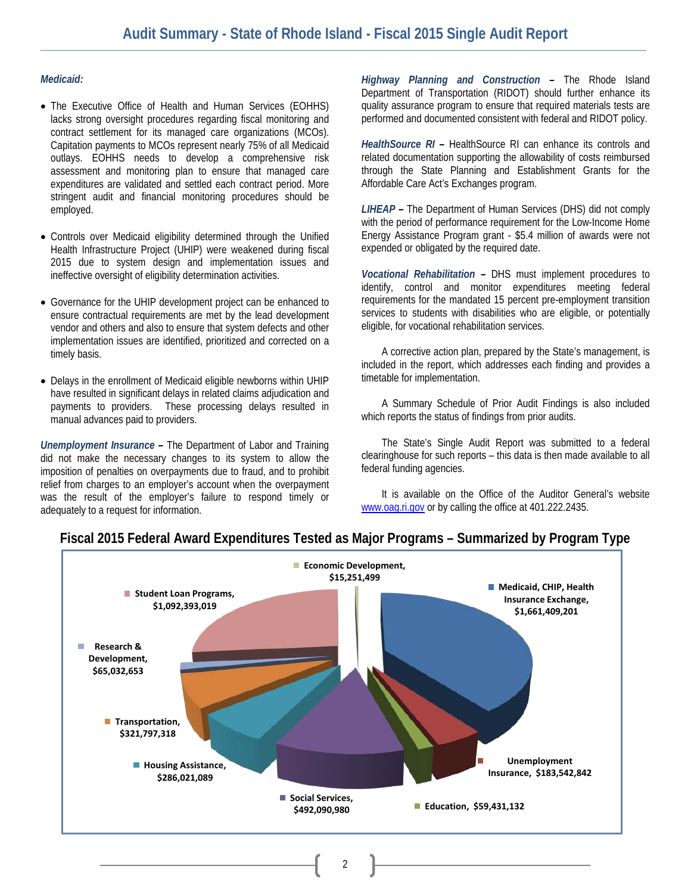*Medicaid:*

- The Executive Office of Health and Human Services (EOHHS) lacks strong oversight procedures regarding fiscal monitoring and contract settlement for its managed care organizations (MCOs). Capitation payments to MCOs represent nearly 75% of all Medicaid outlays. EOHHS needs to develop a comprehensive risk assessment and monitoring plan to ensure that managed care expenditures are validated and settled each contract period. More stringent audit and financial monitoring procedures should be employed.

- Controls over Medicaid eligibility determined through the Unified Health Infrastructure Project (UHIP) were weakened during fiscal 2015 due to system design and implementation issues and ineffective oversight of eligibility determination activities.

- Governance for the UHIP development project can be enhanced to ensure contractual requirements are met by the lead development vendor and others and also to ensure that system defects and other implementation issues are identified, prioritized and corrected on a timely basis.

- Delays in the enrollment of Medicaid eligible newborns within UHIP have resulted in significant delays in related claims adjudication and payments to providers. These processing delays resulted in manual advances paid to providers.

***Unemployment Insurance*** **–** The Department of Labor and Training did not make the necessary changes to its system to allow the imposition of penalties on overpayments due to fraud, and to prohibit relief from charges to an employer's account when the overpayment was the result of the employer's failure to respond timely or adequately to a request for information.

***Highway Planning and Construction*** **–** The Rhode Island Department of Transportation (RIDOT) should further enhance its quality assurance program to ensure that required materials tests are performed and documented consistent with federal and RIDOT policy.

***HealthSource RI*** **–** HealthSource RI can enhance its controls and related documentation supporting the allowability of costs reimbursed through the State Planning and Establishment Grants for the Affordable Care Act's Exchanges program.

***LIHEAP*** **–** The Department of Human Services (DHS) did not comply with the period of performance requirement for the Low-Income Home Energy Assistance Program grant - $5.4 million of awards were not expended or obligated by the required date.

***Vocational Rehabilitation*** **–** DHS must implement procedures to identify, control and monitor expenditures meeting federal requirements for the mandated 15 percent pre-employment transition services to students with disabilities who are eligible, or potentially eligible, for vocational rehabilitation services.

A corrective action plan, prepared by the State's management, is included in the report, which addresses each finding and provides a timetable for implementation.

A Summary Schedule of Prior Audit Findings is also included which reports the status of findings from prior audits.

The State's Single Audit Report was submitted to a federal clearinghouse for such reports – this data is then made available to all federal funding agencies.

It is available on the Office of the Auditor General's website www.oag.ri.gov or by calling the office at 401.222.2435.

## Fiscal 2015 Federal Award Expenditures Tested as Major Programs – Summarized by Program Type

Economic Development, $15,251,499
Medicaid, CHIP, Health Insurance Exchange, $1,661,409,201
Student Loan Programs, $1,092,393,019
Research & Development, $65,032,653
Transportation, $321,797,318
Housing Assistance, $286,021,089
Unemployment Insurance, $183,542,842
Social Services, $492,090,980
Education, $59,431,132